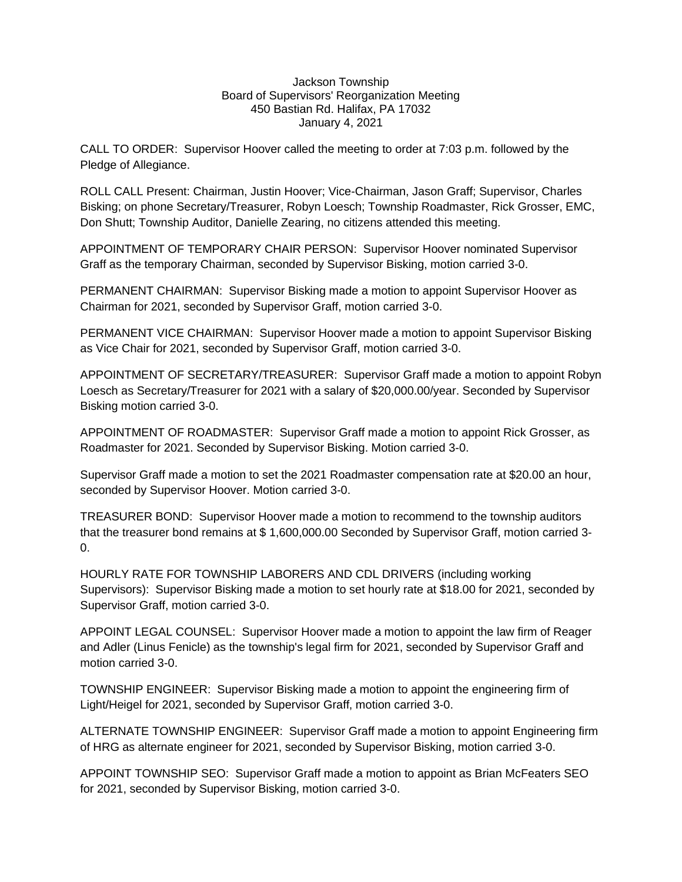Jackson Township
Board of Supervisors' Reorganization Meeting
450 Bastian Rd. Halifax, PA 17032
January 4, 2021

CALL TO ORDER: Supervisor Hoover called the meeting to order at 7:03 p.m. followed by the Pledge of Allegiance.

ROLL CALL Present: Chairman, Justin Hoover; Vice-Chairman, Jason Graff; Supervisor, Charles Bisking; on phone Secretary/Treasurer, Robyn Loesch; Township Roadmaster, Rick Grosser, EMC, Don Shutt; Township Auditor, Danielle Zearing, no citizens attended this meeting.

APPOINTMENT OF TEMPORARY CHAIR PERSON: Supervisor Hoover nominated Supervisor Graff as the temporary Chairman, seconded by Supervisor Bisking, motion carried 3-0.

PERMANENT CHAIRMAN: Supervisor Bisking made a motion to appoint Supervisor Hoover as Chairman for 2021, seconded by Supervisor Graff, motion carried 3-0.

PERMANENT VICE CHAIRMAN: Supervisor Hoover made a motion to appoint Supervisor Bisking as Vice Chair for 2021, seconded by Supervisor Graff, motion carried 3-0.

APPOINTMENT OF SECRETARY/TREASURER: Supervisor Graff made a motion to appoint Robyn Loesch as Secretary/Treasurer for 2021 with a salary of $20,000.00/year. Seconded by Supervisor Bisking motion carried 3-0.

APPOINTMENT OF ROADMASTER: Supervisor Graff made a motion to appoint Rick Grosser, as Roadmaster for 2021. Seconded by Supervisor Bisking. Motion carried 3-0.

Supervisor Graff made a motion to set the 2021 Roadmaster compensation rate at $20.00 an hour, seconded by Supervisor Hoover. Motion carried 3-0.

TREASURER BOND: Supervisor Hoover made a motion to recommend to the township auditors that the treasurer bond remains at $ 1,600,000.00 Seconded by Supervisor Graff, motion carried 3-0.

HOURLY RATE FOR TOWNSHIP LABORERS AND CDL DRIVERS (including working Supervisors): Supervisor Bisking made a motion to set hourly rate at $18.00 for 2021, seconded by Supervisor Graff, motion carried 3-0.

APPOINT LEGAL COUNSEL: Supervisor Hoover made a motion to appoint the law firm of Reager and Adler (Linus Fenicle) as the township's legal firm for 2021, seconded by Supervisor Graff and motion carried 3-0.

TOWNSHIP ENGINEER: Supervisor Bisking made a motion to appoint the engineering firm of Light/Heigel for 2021, seconded by Supervisor Graff, motion carried 3-0.

ALTERNATE TOWNSHIP ENGINEER: Supervisor Graff made a motion to appoint Engineering firm of HRG as alternate engineer for 2021, seconded by Supervisor Bisking, motion carried 3-0.

APPOINT TOWNSHIP SEO: Supervisor Graff made a motion to appoint as Brian McFeaters SEO for 2021, seconded by Supervisor Bisking, motion carried 3-0.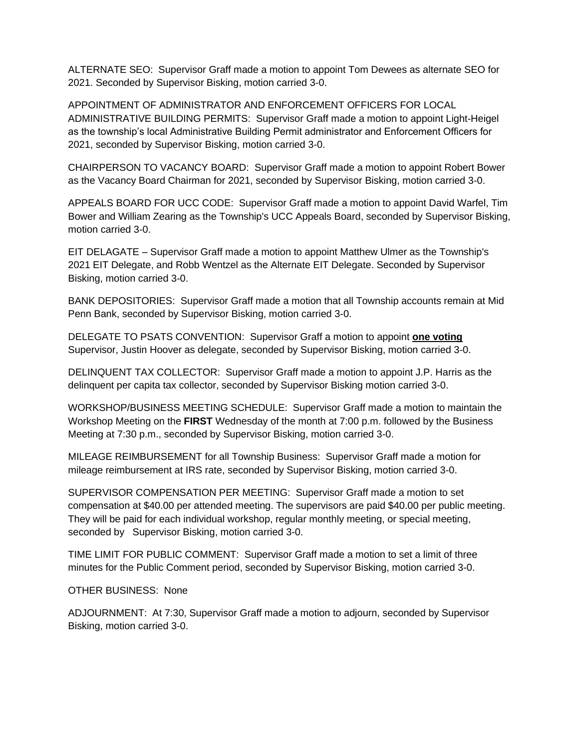ALTERNATE SEO: Supervisor Graff made a motion to appoint Tom Dewees as alternate SEO for 2021. Seconded by Supervisor Bisking, motion carried 3-0.

APPOINTMENT OF ADMINISTRATOR AND ENFORCEMENT OFFICERS FOR LOCAL ADMINISTRATIVE BUILDING PERMITS: Supervisor Graff made a motion to appoint Light-Heigel as the township's local Administrative Building Permit administrator and Enforcement Officers for 2021, seconded by Supervisor Bisking, motion carried 3-0.

CHAIRPERSON TO VACANCY BOARD: Supervisor Graff made a motion to appoint Robert Bower as the Vacancy Board Chairman for 2021, seconded by Supervisor Bisking, motion carried 3-0.

APPEALS BOARD FOR UCC CODE: Supervisor Graff made a motion to appoint David Warfel, Tim Bower and William Zearing as the Township's UCC Appeals Board, seconded by Supervisor Bisking, motion carried 3-0.

EIT DELAGATE – Supervisor Graff made a motion to appoint Matthew Ulmer as the Township's 2021 EIT Delegate, and Robb Wentzel as the Alternate EIT Delegate. Seconded by Supervisor Bisking, motion carried 3-0.

BANK DEPOSITORIES: Supervisor Graff made a motion that all Township accounts remain at Mid Penn Bank, seconded by Supervisor Bisking, motion carried 3-0.

DELEGATE TO PSATS CONVENTION: Supervisor Graff a motion to appoint **one voting** Supervisor, Justin Hoover as delegate, seconded by Supervisor Bisking, motion carried 3-0.

DELINQUENT TAX COLLECTOR: Supervisor Graff made a motion to appoint J.P. Harris as the delinquent per capita tax collector, seconded by Supervisor Bisking motion carried 3-0.

WORKSHOP/BUSINESS MEETING SCHEDULE: Supervisor Graff made a motion to maintain the Workshop Meeting on the **FIRST** Wednesday of the month at 7:00 p.m. followed by the Business Meeting at 7:30 p.m., seconded by Supervisor Bisking, motion carried 3-0.

MILEAGE REIMBURSEMENT for all Township Business: Supervisor Graff made a motion for mileage reimbursement at IRS rate, seconded by Supervisor Bisking, motion carried 3-0.

SUPERVISOR COMPENSATION PER MEETING: Supervisor Graff made a motion to set compensation at $40.00 per attended meeting. The supervisors are paid $40.00 per public meeting. They will be paid for each individual workshop, regular monthly meeting, or special meeting, seconded by Supervisor Bisking, motion carried 3-0.

TIME LIMIT FOR PUBLIC COMMENT: Supervisor Graff made a motion to set a limit of three minutes for the Public Comment period, seconded by Supervisor Bisking, motion carried 3-0.

OTHER BUSINESS: None

ADJOURNMENT: At 7:30, Supervisor Graff made a motion to adjourn, seconded by Supervisor Bisking, motion carried 3-0.